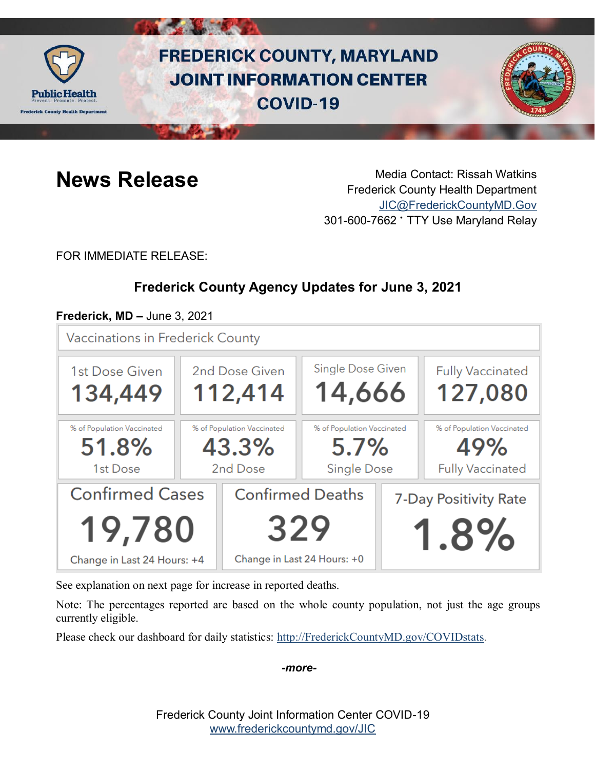# FREDERICK COUNTY, MARYLAND JOINT INFORMATION CENTER COVID-19

Public Health
Prevent. Promote. Protect.
Frederick County Health Department

## News Release

Media Contact: Rissah Watkins
Frederick County Health Department
JIC@FrederickCountyMD.Gov
301-600-7662 · TTY Use Maryland Relay

FOR IMMEDIATE RELEASE:

### Frederick County Agency Updates for June 3, 2021

**Frederick, MD –** June 3, 2021

**Vaccinations in Frederick County**

| 1st Dose Given | 2nd Dose Given | Single Dose Given | Fully Vaccinated |
|---|---|---|---|
| 134,449 | 112,414 | 14,666 | 127,080 |
| % of Population Vaccinated: 51.8% 1st Dose | % of Population Vaccinated: 43.3% 2nd Dose | % of Population Vaccinated: 5.7% Single Dose | % of Population Vaccinated: 49% Fully Vaccinated |

| Confirmed Cases | Confirmed Deaths | 7-Day Positivity Rate |
|---|---|---|
| 19,780 | 329 | 1.8% |
| Change in Last 24 Hours: +4 | Change in Last 24 Hours: +0 | |

See explanation on next page for increase in reported deaths.

Note: The percentages reported are based on the whole county population, not just the age groups currently eligible.

Please check our dashboard for daily statistics: http://FrederickCountyMD.gov/COVIDstats.

*-more-*

Frederick County Joint Information Center COVID-19
www.frederickcountymd.gov/JIC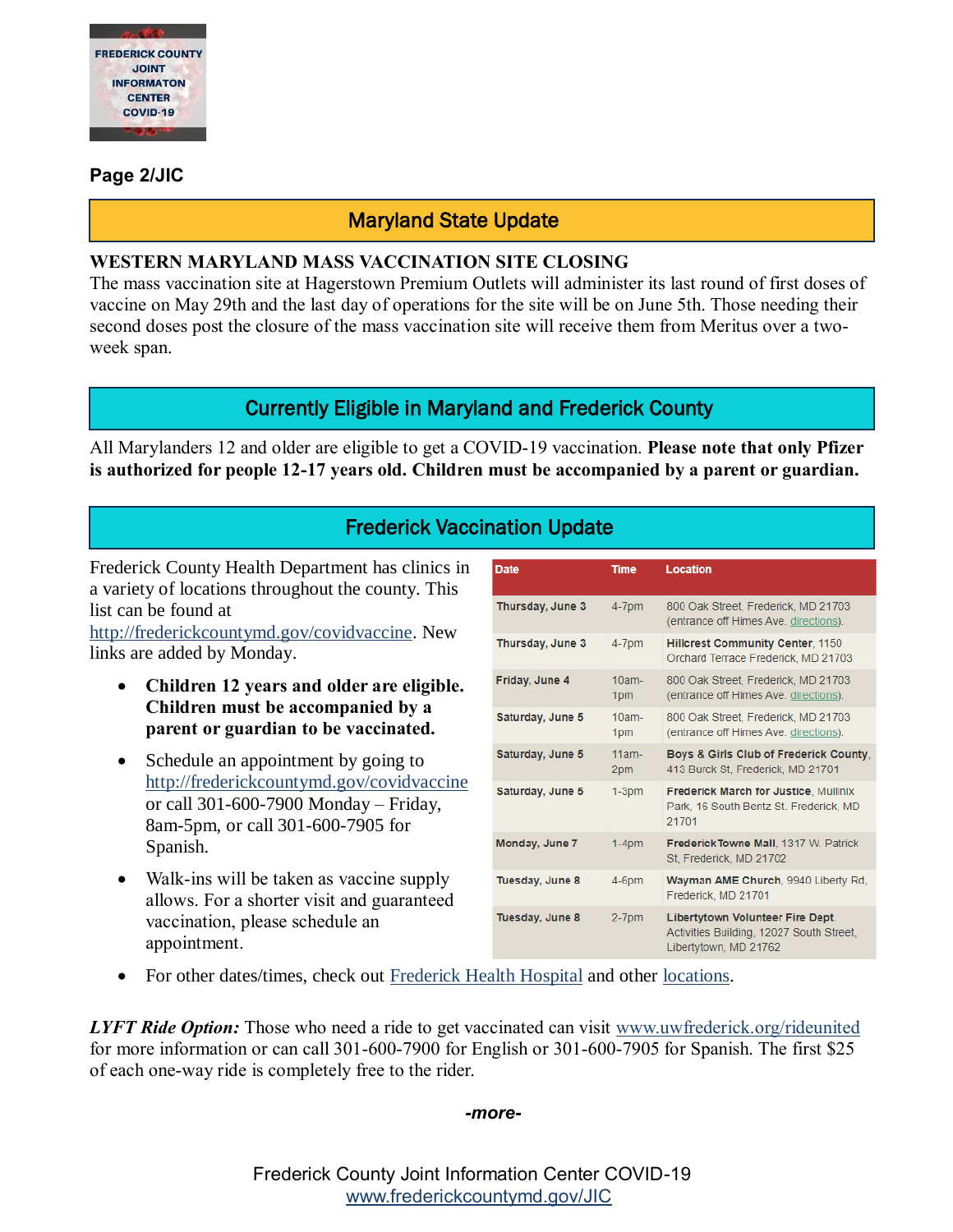**Page 2/JIC**

## Maryland State Update

**WESTERN MARYLAND MASS VACCINATION SITE CLOSING**

The mass vaccination site at Hagerstown Premium Outlets will administer its last round of first doses of vaccine on May 29th and the last day of operations for the site will be on June 5th. Those needing their second doses post the closure of the mass vaccination site will receive them from Meritus over a two-week span.

## Currently Eligible in Maryland and Frederick County

All Marylanders 12 and older are eligible to get a COVID-19 vaccination. **Please note that only Pfizer is authorized for people 12-17 years old. Children must be accompanied by a parent or guardian.**

## Frederick Vaccination Update

Frederick County Health Department has clinics in a variety of locations throughout the county. This list can be found at http://frederickcountymd.gov/covidvaccine. New links are added by Monday.

- **Children 12 years and older are eligible. Children must be accompanied by a parent or guardian to be vaccinated.**
- Schedule an appointment by going to http://frederickcountymd.gov/covidvaccine or call 301-600-7900 Monday – Friday, 8am-5pm, or call 301-600-7905 for Spanish.
- Walk-ins will be taken as vaccine supply allows. For a shorter visit and guaranteed vaccination, please schedule an appointment.
- For other dates/times, check out Frederick Health Hospital and other locations.

| Date | Time | Location |
|---|---|---|
| Thursday, June 3 | 4-7pm | 800 Oak Street, Frederick, MD 21703 (entrance off Himes Ave. directions). |
| Thursday, June 3 | 4-7pm | **Hillcrest Community Center**, 1150 Orchard Terrace Frederick, MD 21703 |
| Friday, June 4 | 10am-1pm | 800 Oak Street, Frederick, MD 21703 (entrance off Himes Ave. directions). |
| Saturday, June 5 | 10am-1pm | 800 Oak Street, Frederick, MD 21703 (entrance off Himes Ave. directions). |
| Saturday, June 5 | 11am-2pm | **Boys & Girls Club of Frederick County**, 413 Burck St, Frederick, MD 21701 |
| Saturday, June 5 | 1-3pm | **Frederick March for Justice**, Mullinix Park, 16 South Bentz St. Frederick, MD 21701 |
| Monday, June 7 | 1-4pm | **FrederickTowne Mall**, 1317 W. Patrick St, Frederick, MD 21702 |
| Tuesday, June 8 | 4-6pm | **Wayman AME Church**, 9940 Liberty Rd, Frederick, MD 21701 |
| Tuesday, June 8 | 2-7pm | **Libertytown Volunteer Fire Dept** Activities Building, 12027 South Street, Libertytown, MD 21762 |

***LYFT Ride Option:*** Those who need a ride to get vaccinated can visit www.uwfrederick.org/rideunited for more information or can call 301-600-7900 for English or 301-600-7905 for Spanish. The first $25 of each one-way ride is completely free to the rider.

*-more-*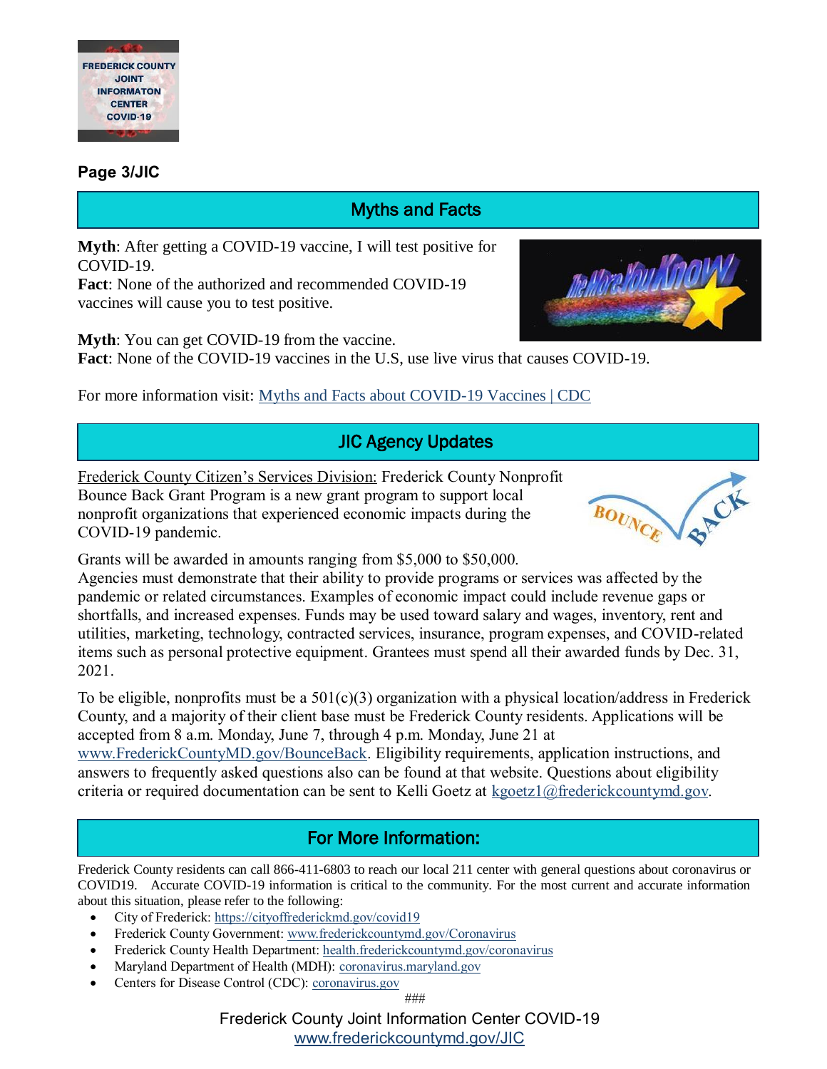**Page 3/JIC**

## Myths and Facts

**Myth**: After getting a COVID-19 vaccine, I will test positive for COVID-19.
**Fact**: None of the authorized and recommended COVID-19 vaccines will cause you to test positive.

**Myth**: You can get COVID-19 from the vaccine.
**Fact**: None of the COVID-19 vaccines in the U.S, use live virus that causes COVID-19.

For more information visit: [Myths and Facts about COVID-19 Vaccines | CDC]()

## JIC Agency Updates

Frederick County Citizen's Services Division: Frederick County Nonprofit Bounce Back Grant Program is a new grant program to support local nonprofit organizations that experienced economic impacts during the COVID-19 pandemic.

Grants will be awarded in amounts ranging from $5,000 to $50,000. Agencies must demonstrate that their ability to provide programs or services was affected by the pandemic or related circumstances. Examples of economic impact could include revenue gaps or shortfalls, and increased expenses. Funds may be used toward salary and wages, inventory, rent and utilities, marketing, technology, contracted services, insurance, program expenses, and COVID-related items such as personal protective equipment. Grantees must spend all their awarded funds by Dec. 31, 2021.

To be eligible, nonprofits must be a 501(c)(3) organization with a physical location/address in Frederick County, and a majority of their client base must be Frederick County residents. Applications will be accepted from 8 a.m. Monday, June 7, through 4 p.m. Monday, June 21 at www.FrederickCountyMD.gov/BounceBack. Eligibility requirements, application instructions, and answers to frequently asked questions also can be found at that website. Questions about eligibility criteria or required documentation can be sent to Kelli Goetz at kgoetz1@frederickcountymd.gov.

## For More Information:

Frederick County residents can call 866-411-6803 to reach our local 211 center with general questions about coronavirus or COVID19. Accurate COVID-19 information is critical to the community. For the most current and accurate information about this situation, please refer to the following:

- City of Frederick: https://cityoffrederickmd.gov/covid19
- Frederick County Government: www.frederickcountymd.gov/Coronavirus
- Frederick County Health Department: health.frederickcountymd.gov/coronavirus
- Maryland Department of Health (MDH): coronavirus.maryland.gov
- Centers for Disease Control (CDC): coronavirus.gov

###

Frederick County Joint Information Center COVID-19
www.frederickcountymd.gov/JIC